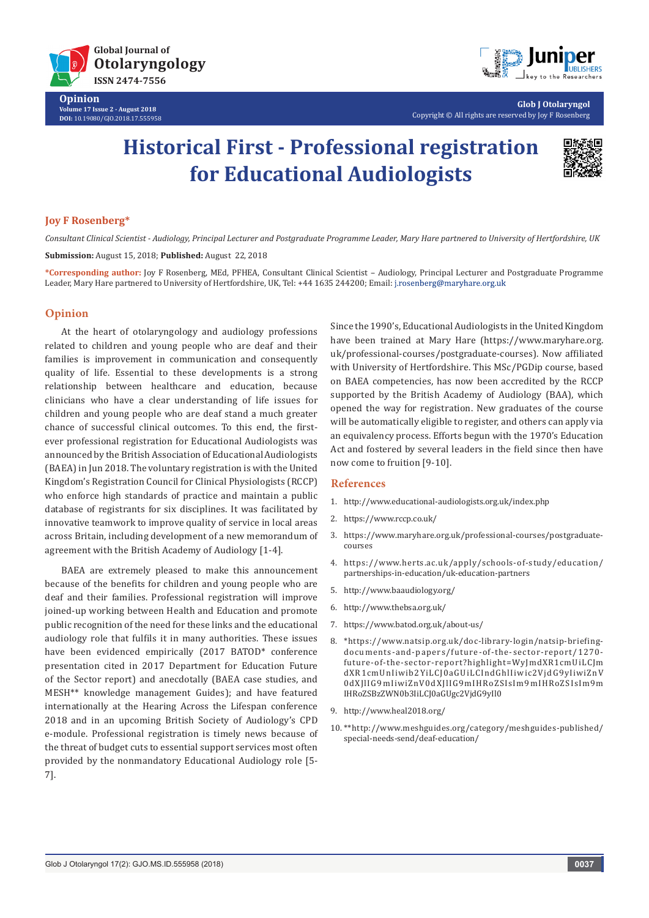Opinion
Volume 17 Issue 2 - August 2018
DOI: 10.19080/GJO.2018.17.555958

Copyright © All rights are reserved by Joy F Rosenberg

# Historical First - Professional registration for Educational Audiologists

**Joy F Rosenberg***

*Consultant Clinical Scientist - Audiology, Principal Lecturer and Postgraduate Programme Leader, Mary Hare partnered to University of Hertfordshire, UK*

**Submission:** August 15, 2018; **Published:** August 22, 2018

***Corresponding author:** Joy F Rosenberg, MEd, PFHEA, Consultant Clinical Scientist – Audiology, Principal Lecturer and Postgraduate Programme Leader, Mary Hare partnered to University of Hertfordshire, UK, Tel: +44 1635 244200; Email: j.rosenberg@maryhare.org.uk

## Opinion

At the heart of otolaryngology and audiology professions related to children and young people who are deaf and their families is improvement in communication and consequently quality of life. Essential to these developments is a strong relationship between healthcare and education, because clinicians who have a clear understanding of life issues for children and young people who are deaf stand a much greater chance of successful clinical outcomes. To this end, the first-ever professional registration for Educational Audiologists was announced by the British Association of Educational Audiologists (BAEA) in Jun 2018. The voluntary registration is with the United Kingdom's Registration Council for Clinical Physiologists (RCCP) who enforce high standards of practice and maintain a public database of registrants for six disciplines. It was facilitated by innovative teamwork to improve quality of service in local areas across Britain, including development of a new memorandum of agreement with the British Academy of Audiology [1-4].

BAEA are extremely pleased to make this announcement because of the benefits for children and young people who are deaf and their families. Professional registration will improve joined-up working between Health and Education and promote public recognition of the need for these links and the educational audiology role that fulfils it in many authorities. These issues have been evidenced empirically (2017 BATOD* conference presentation cited in 2017 Department for Education Future of the Sector report) and anecdotally (BAEA case studies, and MESH** knowledge management Guides); and have featured internationally at the Hearing Across the Lifespan conference 2018 and in an upcoming British Society of Audiology's CPD e-module. Professional registration is timely news because of the threat of budget cuts to essential support services most often provided by the nonmandatory Educational Audiology role [5-7].

Since the 1990's, Educational Audiologists in the United Kingdom have been trained at Mary Hare (https://www.maryhare.org.uk/professional-courses/postgraduate-courses). Now affiliated with University of Hertfordshire. This MSc/PGDip course, based on BAEA competencies, has now been accredited by the RCCP supported by the British Academy of Audiology (BAA), which opened the way for registration. New graduates of the course will be automatically eligible to register, and others can apply via an equivalency process. Efforts begun with the 1970's Education Act and fostered by several leaders in the field since then have now come to fruition [9-10].

## References

1. http://www.educational-audiologists.org.uk/index.php
2. https://www.rccp.co.uk/
3. https://www.maryhare.org.uk/professional-courses/postgraduate-courses
4. https://www.herts.ac.uk/apply/schools-of-study/education/partnerships-in-education/uk-education-partners
5. http://www.baaudiology.org/
6. http://www.thebsa.org.uk/
7. https://www.batod.org.uk/about-us/
8. *https://www.natsip.org.uk/doc-library-login/natsip-briefing-documents-and-papers/future-of-the-sector-report/1270-future-of-the-sector-report?highlight=WyJmdXR1cmUiLCJmdXR1cmUnIiwib2YiLCJ0aGUiLCIndGhlIiwic2VjdG9yIiwiZnV0dXJlIG9mIiwiZnV0dXJlIG9mIHRoZSIsIm9mIHRoZSIsIm9mIHRoZSBzZWN0b3IiLCJ0aGUgc2VjdG9yIl0
9. http://www.heal2018.org/
10. **http://www.meshguides.org/category/meshguides-published/special-needs-send/deaf-education/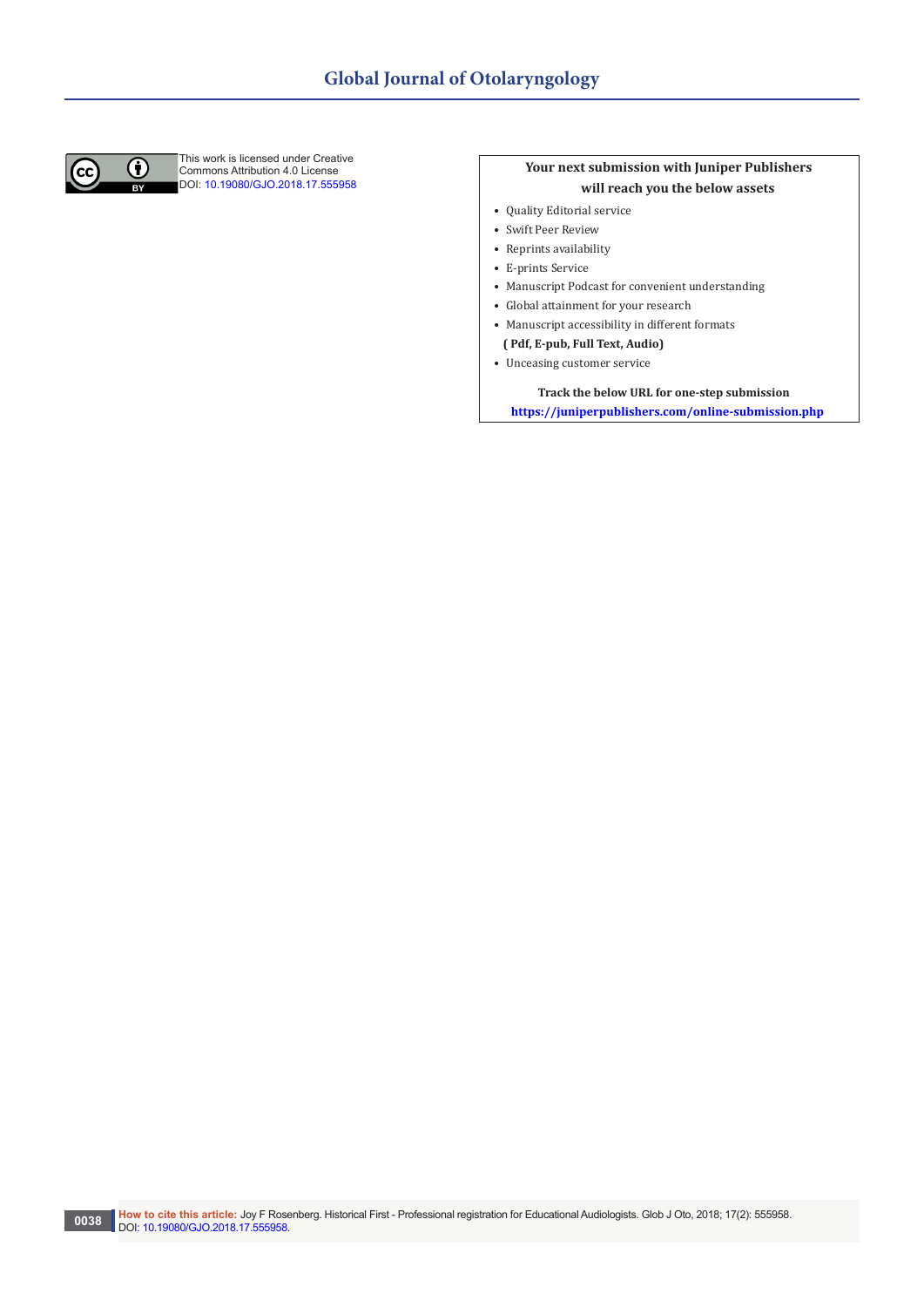This work is licensed under Creative Commons Attribution 4.0 License
DOI: 10.19080/GJO.2018.17.555958

**Your next submission with Juniper Publishers will reach you the below assets**

- Quality Editorial service
- Swift Peer Review
- Reprints availability
- E-prints Service
- Manuscript Podcast for convenient understanding
- Global attainment for your research
- Manuscript accessibility in different formats

**( Pdf, E-pub, Full Text, Audio)**

- Unceasing customer service

**Track the below URL for one-step submission**

**https://juniperpublishers.com/online-submission.php**